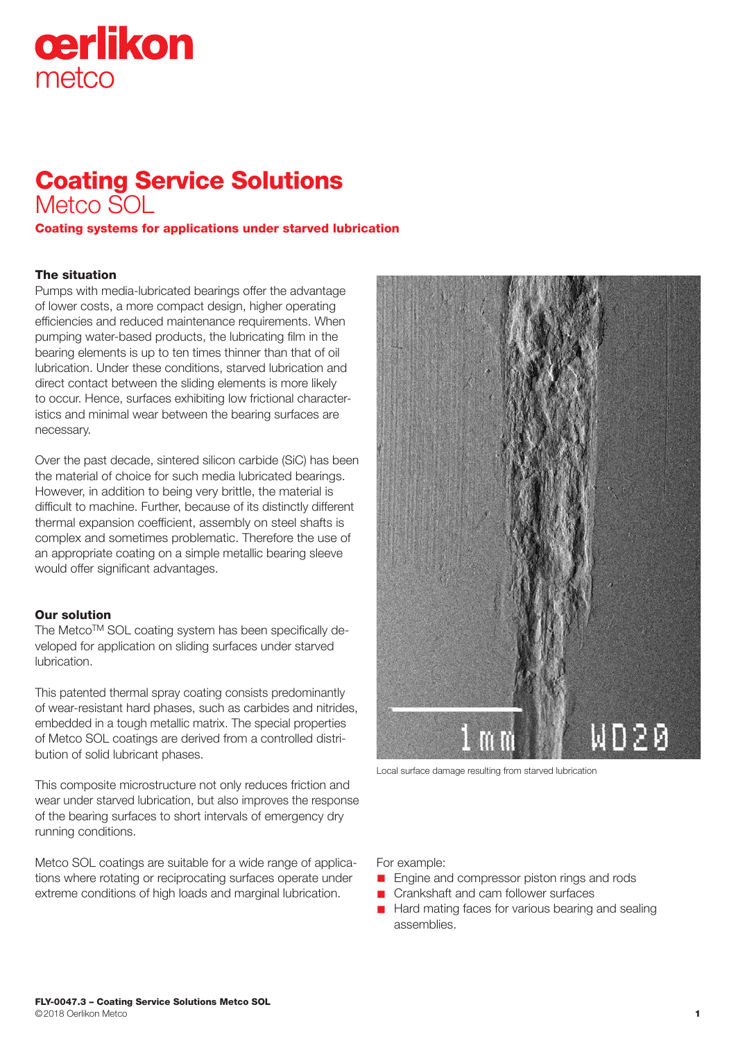# Coating Service Solutions

## Metco SOL

**Coating systems for applications under starved lubrication**

### The situation

Pumps with media-lubricated bearings offer the advantage of lower costs, a more compact design, higher operating efficiencies and reduced maintenance requirements. When pumping water-based products, the lubricating film in the bearing elements is up to ten times thinner than that of oil lubrication. Under these conditions, starved lubrication and direct contact between the sliding elements is more likely to occur. Hence, surfaces exhibiting low frictional characteristics and minimal wear between the bearing surfaces are necessary.

Over the past decade, sintered silicon carbide (SiC) has been the material of choice for such media lubricated bearings. However, in addition to being very brittle, the material is difficult to machine. Further, because of its distinctly different thermal expansion coefficient, assembly on steel shafts is complex and sometimes problematic. Therefore the use of an appropriate coating on a simple metallic bearing sleeve would offer significant advantages.

### Our solution

The Metco™ SOL coating system has been specifically developed for application on sliding surfaces under starved lubrication.

This patented thermal spray coating consists predominantly of wear-resistant hard phases, such as carbides and nitrides, embedded in a tough metallic matrix. The special properties of Metco SOL coatings are derived from a controlled distribution of solid lubricant phases.

This composite microstructure not only reduces friction and wear under starved lubrication, but also improves the response of the bearing surfaces to short intervals of emergency dry running conditions.

Metco SOL coatings are suitable for a wide range of applications where rotating or reciprocating surfaces operate under extreme conditions of high loads and marginal lubrication.

Local surface damage resulting from starved lubrication

For example:

- Engine and compressor piston rings and rods
- Crankshaft and cam follower surfaces
- Hard mating faces for various bearing and sealing assemblies.

**FLY-0047.3 – Coating Service Solutions Metco SOL**
©2018 Oerlikon Metco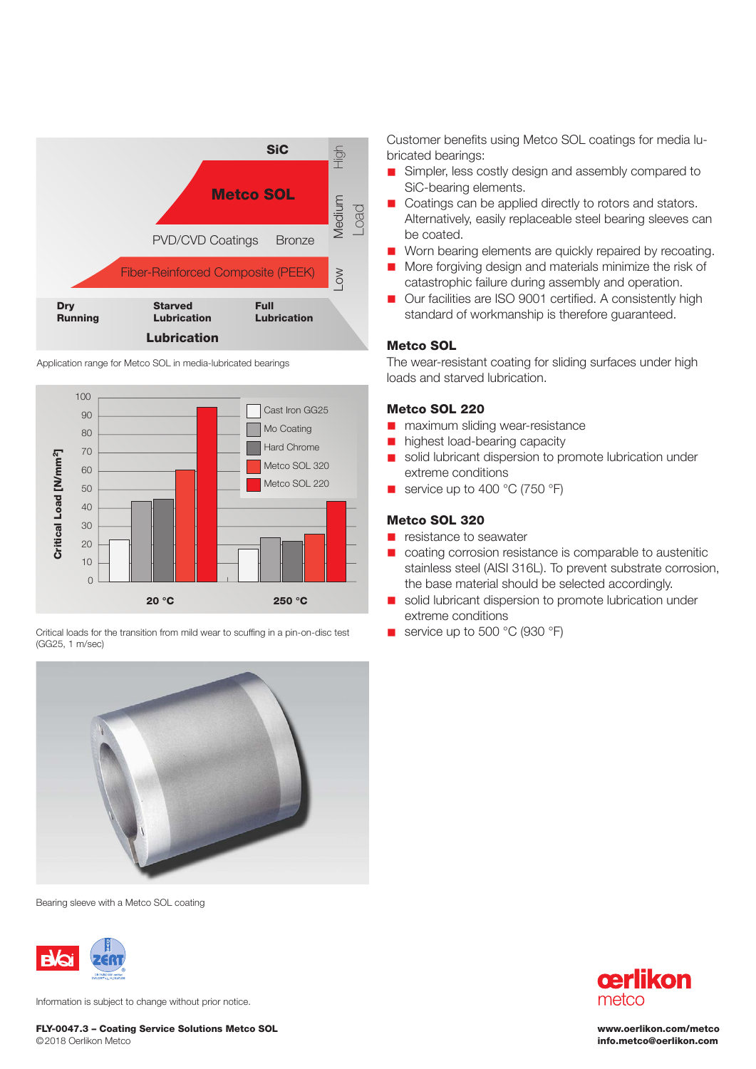SiC

Metco SOL

PVD/CVD Coatings Bronze

Fiber-Reinforced Composite (PEEK)

High

Medium

Low

Load

Dry Running

Starved Lubrication

Full Lubrication

Lubrication

Application range for Metco SOL in media-lubricated bearings

Critical Load [N/mm²]

100 90 80 70 60 50 40 30 20 10 0

20 °C 250 °C

Cast Iron GG25
Mo Coating
Hard Chrome
Metco SOL 320
Metco SOL 220

Critical loads for the transition from mild wear to scuffing in a pin-on-disc test (GG25, 1 m/sec)

Bearing sleeve with a Metco SOL coating

Customer benefits using Metco SOL coatings for media lubricated bearings:

- Simpler, less costly design and assembly compared to SiC-bearing elements.
- Coatings can be applied directly to rotors and stators. Alternatively, easily replaceable steel bearing sleeves can be coated.
- Worn bearing elements are quickly repaired by recoating.
- More forgiving design and materials minimize the risk of catastrophic failure during assembly and operation.
- Our facilities are ISO 9001 certified. A consistently high standard of workmanship is therefore guaranteed.

## Metco SOL

The wear-resistant coating for sliding surfaces under high loads and starved lubrication.

## Metco SOL 220

- maximum sliding wear-resistance
- highest load-bearing capacity
- solid lubricant dispersion to promote lubrication under extreme conditions
- service up to 400 °C (750 °F)

## Metco SOL 320

- resistance to seawater
- coating corrosion resistance is comparable to austenitic stainless steel (AISI 316L). To prevent substrate corrosion, the base material should be selected accordingly.
- solid lubricant dispersion to promote lubrication under extreme conditions
- service up to 500 °C (930 °F)

Information is subject to change without prior notice.

**FLY-0047.3 – Coating Service Solutions Metco SOL**
©2018 Oerlikon Metco

**www.oerlikon.com/metco**
**info.metco@oerlikon.com**